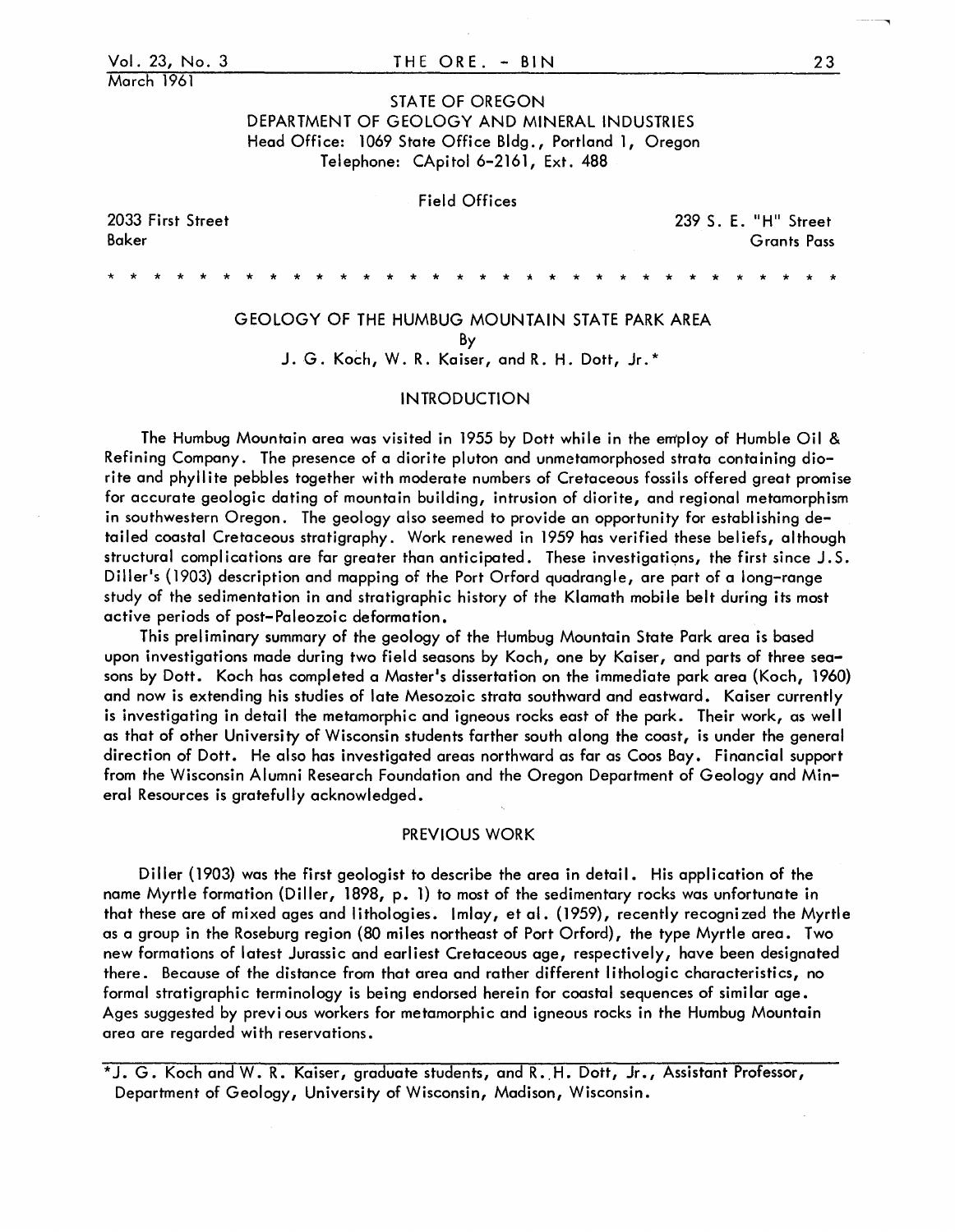STATE OF OREGON
DEPARTMENT OF GEOLOGY AND MINERAL INDUSTRIES
Head Office: 1069 State Office Bldg., Portland 1, Oregon
Telephone: CApitol 6-2161, Ext. 488

Field Offices

2033 First Street
Baker

239 S. E. "H" Street
Grants Pass

\* \* \* \* \* \* \* \* \* \* \* \* \* \* \* \* \* \* \* \* \* \* \* \* \* \* \* \* \* \* \*

# GEOLOGY OF THE HUMBUG MOUNTAIN STATE PARK AREA

By

J. G. Koch, W. R. Kaiser, and R. H. Dott, Jr.*

## INTRODUCTION

The Humbug Mountain area was visited in 1955 by Dott while in the employ of Humble Oil & Refining Company. The presence of a diorite pluton and unmetamorphosed strata containing diorite and phyllite pebbles together with moderate numbers of Cretaceous fossils offered great promise for accurate geologic dating of mountain building, intrusion of diorite, and regional metamorphism in southwestern Oregon. The geology also seemed to provide an opportunity for establishing detailed coastal Cretaceous stratigraphy. Work renewed in 1959 has verified these beliefs, although structural complications are far greater than anticipated. These investigations, the first since J.S. Diller's (1903) description and mapping of the Port Orford quadrangle, are part of a long-range study of the sedimentation in and stratigraphic history of the Klamath mobile belt during its most active periods of post-Paleozoic deformation.

This preliminary summary of the geology of the Humbug Mountain State Park area is based upon investigations made during two field seasons by Koch, one by Kaiser, and parts of three seasons by Dott. Koch has completed a Master's dissertation on the immediate park area (Koch, 1960) and now is extending his studies of late Mesozoic strata southward and eastward. Kaiser currently is investigating in detail the metamorphic and igneous rocks east of the park. Their work, as well as that of other University of Wisconsin students farther south along the coast, is under the general direction of Dott. He also has investigated areas northward as far as Coos Bay. Financial support from the Wisconsin Alumni Research Foundation and the Oregon Department of Geology and Mineral Resources is gratefully acknowledged.

## PREVIOUS WORK

Diller (1903) was the first geologist to describe the area in detail. His application of the name Myrtle formation (Diller, 1898, p. 1) to most of the sedimentary rocks was unfortunate in that these are of mixed ages and lithologies. Imlay, et al. (1959), recently recognized the Myrtle as a group in the Roseburg region (80 miles northeast of Port Orford), the type Myrtle area. Two new formations of latest Jurassic and earliest Cretaceous age, respectively, have been designated there. Because of the distance from that area and rather different lithologic characteristics, no formal stratigraphic terminology is being endorsed herein for coastal sequences of similar age. Ages suggested by previous workers for metamorphic and igneous rocks in the Humbug Mountain area are regarded with reservations.

---

*J. G. Koch and W. R. Kaiser, graduate students, and R. H. Dott, Jr., Assistant Professor, Department of Geology, University of Wisconsin, Madison, Wisconsin.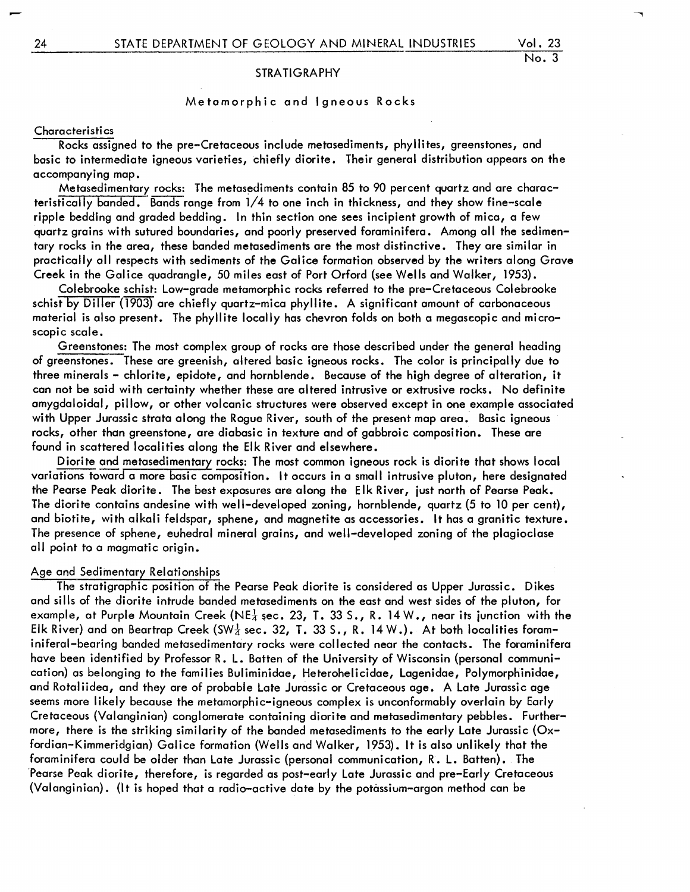## STRATIGRAPHY

### Metamorphic and Igneous Rocks

#### Characteristics

Rocks assigned to the pre-Cretaceous include metasediments, phyllites, greenstones, and basic to intermediate igneous varieties, chiefly diorite. Their general distribution appears on the accompanying map.

Metasedimentary rocks: The metasediments contain 85 to 90 percent quartz and are characteristically banded. Bands range from 1/4 to one inch in thickness, and they show fine-scale ripple bedding and graded bedding. In thin section one sees incipient growth of mica, a few quartz grains with sutured boundaries, and poorly preserved foraminifera. Among all the sedimentary rocks in the area, these banded metasediments are the most distinctive. They are similar in practically all respects with sediments of the Galice formation observed by the writers along Grave Creek in the Galice quadrangle, 50 miles east of Port Orford (see Wells and Walker, 1953).

Colebrooke schist: Low-grade metamorphic rocks referred to the pre-Cretaceous Colebrooke schist by Diller (1903) are chiefly quartz-mica phyllite. A significant amount of carbonaceous material is also present. The phyllite locally has chevron folds on both a megascopic and microscopic scale.

Greenstones: The most complex group of rocks are those described under the general heading of greenstones. These are greenish, altered basic igneous rocks. The color is principally due to three minerals - chlorite, epidote, and hornblende. Because of the high degree of alteration, it can not be said with certainty whether these are altered intrusive or extrusive rocks. No definite amygdaloidal, pillow, or other volcanic structures were observed except in one example associated with Upper Jurassic strata along the Rogue River, south of the present map area. Basic igneous rocks, other than greenstone, are diabasic in texture and of gabbroic composition. These are found in scattered localities along the Elk River and elsewhere.

Diorite and metasedimentary rocks: The most common igneous rock is diorite that shows local variations toward a more basic composition. It occurs in a small intrusive pluton, here designated the Pearse Peak diorite. The best exposures are along the Elk River, just north of Pearse Peak. The diorite contains andesine with well-developed zoning, hornblende, quartz (5 to 10 per cent), and biotite, with alkali feldspar, sphene, and magnetite as accessories. It has a granitic texture. The presence of sphene, euhedral mineral grains, and well-developed zoning of the plagioclase all point to a magmatic origin.

#### Age and Sedimentary Relationships

The stratigraphic position of the Pearse Peak diorite is considered as Upper Jurassic. Dikes and sills of the diorite intrude banded metasediments on the east and west sides of the pluton, for example, at Purple Mountain Creek (NE¼ sec. 23, T. 33 S., R. 14 W., near its junction with the Elk River) and on Beartrap Creek (SW¼ sec. 32, T. 33 S., R. 14 W.). At both localities foraminiferal-bearing banded metasedimentary rocks were collected near the contacts. The foraminifera have been identified by Professor R. L. Batten of the University of Wisconsin (personal communication) as belonging to the families Buliminidae, Heterohelicidae, Lagenidae, Polymorphinidae, and Rotaliidea, and they are of probable Late Jurassic or Cretaceous age. A Late Jurassic age seems more likely because the metamorphic-igneous complex is unconformably overlain by Early Cretaceous (Valanginian) conglomerate containing diorite and metasedimentary pebbles. Furthermore, there is the striking similarity of the banded metasediments to the early Late Jurassic (Oxfordian-Kimmeridgian) Galice formation (Wells and Walker, 1953). It is also unlikely that the foraminifera could be older than Late Jurassic (personal communication, R. L. Batten). The Pearse Peak diorite, therefore, is regarded as post-early Late Jurassic and pre-Early Cretaceous (Valanginian). (It is hoped that a radio-active date by the potassium-argon method can be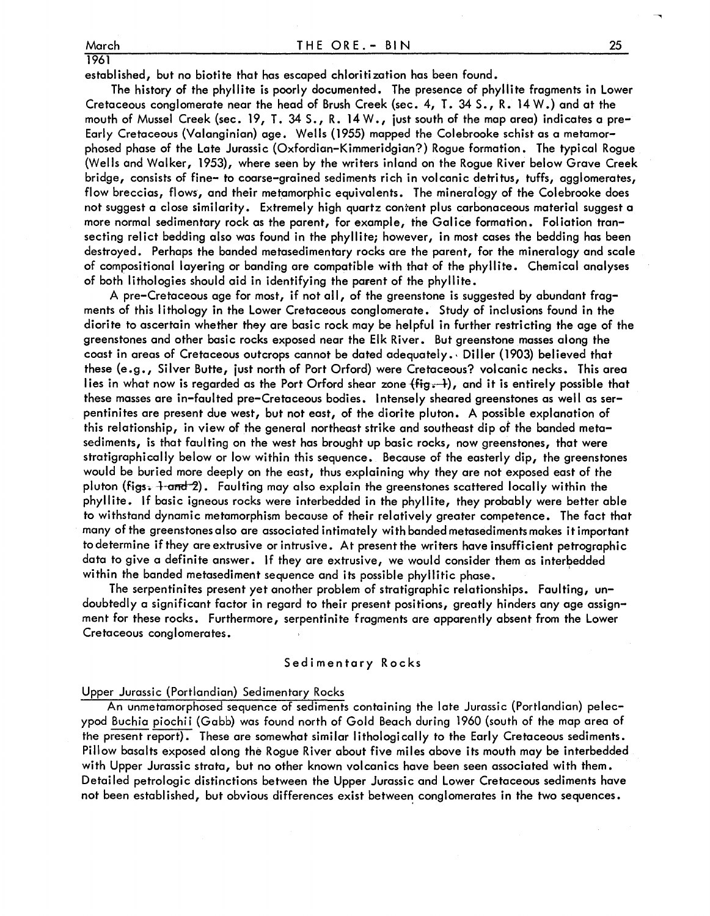established, but no biotite that has escaped chloritization has been found.

The history of the phyllite is poorly documented. The presence of phyllite fragments in Lower Cretaceous conglomerate near the head of Brush Creek (sec. 4, T. 34 S., R. 14 W.) and at the mouth of Mussel Creek (sec. 19, T. 34 S., R. 14 W., just south of the map area) indicates a pre-Early Cretaceous (Valanginian) age. Wells (1955) mapped the Colebrooke schist as a metamorphosed phase of the Late Jurassic (Oxfordian-Kimmeridgian?) Rogue formation. The typical Rogue (Wells and Walker, 1953), where seen by the writers inland on the Rogue River below Grave Creek bridge, consists of fine- to coarse-grained sediments rich in volcanic detritus, tuffs, agglomerates, flow breccias, flows, and their metamorphic equivalents. The mineralogy of the Colebrooke does not suggest a close similarity. Extremely high quartz content plus carbonaceous material suggest a more normal sedimentary rock as the parent, for example, the Galice formation. Foliation transecting relict bedding also was found in the phyllite; however, in most cases the bedding has been destroyed. Perhaps the banded metasedimentary rocks are the parent, for the mineralogy and scale of compositional layering or banding are compatible with that of the phyllite. Chemical analyses of both lithologies should aid in identifying the parent of the phyllite.

A pre-Cretaceous age for most, if not all, of the greenstone is suggested by abundant fragments of this lithology in the Lower Cretaceous conglomerate. Study of inclusions found in the diorite to ascertain whether they are basic rock may be helpful in further restricting the age of the greenstones and other basic rocks exposed near the Elk River. But greenstone masses along the coast in areas of Cretaceous outcrops cannot be dated adequately. Diller (1903) believed that these (e.g., Silver Butte, just north of Port Orford) were Cretaceous? volcanic necks. This area lies in what now is regarded as the Port Orford shear zone ~~(fig. 1)~~, and it is entirely possible that these masses are in-faulted pre-Cretaceous bodies. Intensely sheared greenstones as well as serpentinites are present due west, but not east, of the diorite pluton. A possible explanation of this relationship, in view of the general northeast strike and southeast dip of the banded metasediments, is that faulting on the west has brought up basic rocks, now greenstones, that were stratigraphically below or low within this sequence. Because of the easterly dip, the greenstones would be buried more deeply on the east, thus explaining why they are not exposed east of the pluton (~~figs. 1 and~~ 2). Faulting may also explain the greenstones scattered locally within the phyllite. If basic igneous rocks were interbedded in the phyllite, they probably were better able to withstand dynamic metamorphism because of their relatively greater competence. The fact that many of the greenstones also are associated intimately with banded metasediments makes it important to determine if they are extrusive or intrusive. At present the writers have insufficient petrographic data to give a definite answer. If they are extrusive, we would consider them as interbedded within the banded metasediment sequence and its possible phyllitic phase.

The serpentinites present yet another problem of stratigraphic relationships. Faulting, undoubtedly a significant factor in regard to their present positions, greatly hinders any age assignment for these rocks. Furthermore, serpentinite fragments are apparently absent from the Lower Cretaceous conglomerates.

## Sedimentary Rocks

### Upper Jurassic (Portlandian) Sedimentary Rocks

An unmetamorphosed sequence of sediments containing the late Jurassic (Portlandian) pelecypod *Buchia piochii* (Gabb) was found north of Gold Beach during 1960 (south of the map area of the present report). These are somewhat similar lithologically to the Early Cretaceous sediments. Pillow basalts exposed along the Rogue River about five miles above its mouth may be interbedded with Upper Jurassic strata, but no other known volcanics have been seen associated with them. Detailed petrologic distinctions between the Upper Jurassic and Lower Cretaceous sediments have not been established, but obvious differences exist between conglomerates in the two sequences.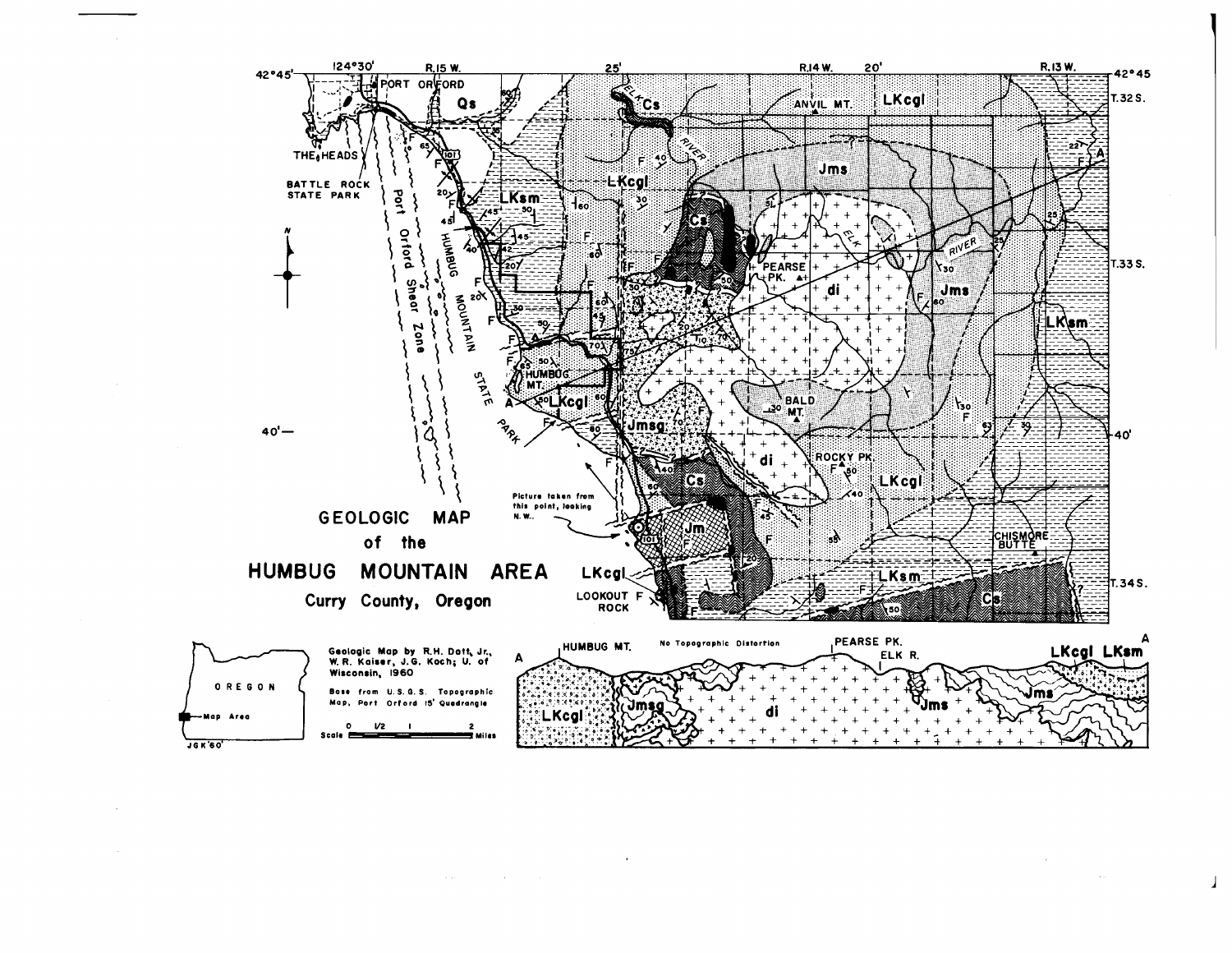# GEOLOGIC MAP of the HUMBUG MOUNTAIN AREA

## Curry County, Oregon

Geologic Map by R.H. Dott, Jr., W.R. Kaiser, J.G. Koch; U. of Wisconsin, 1960

Base from U.S.G.S. Topographic Map, Port Orford 15' Quadrangle

Scale 0 1/2 1 2 Miles

Picture taken from this point, looking N.W.

No Topographic Distortion

JGK'60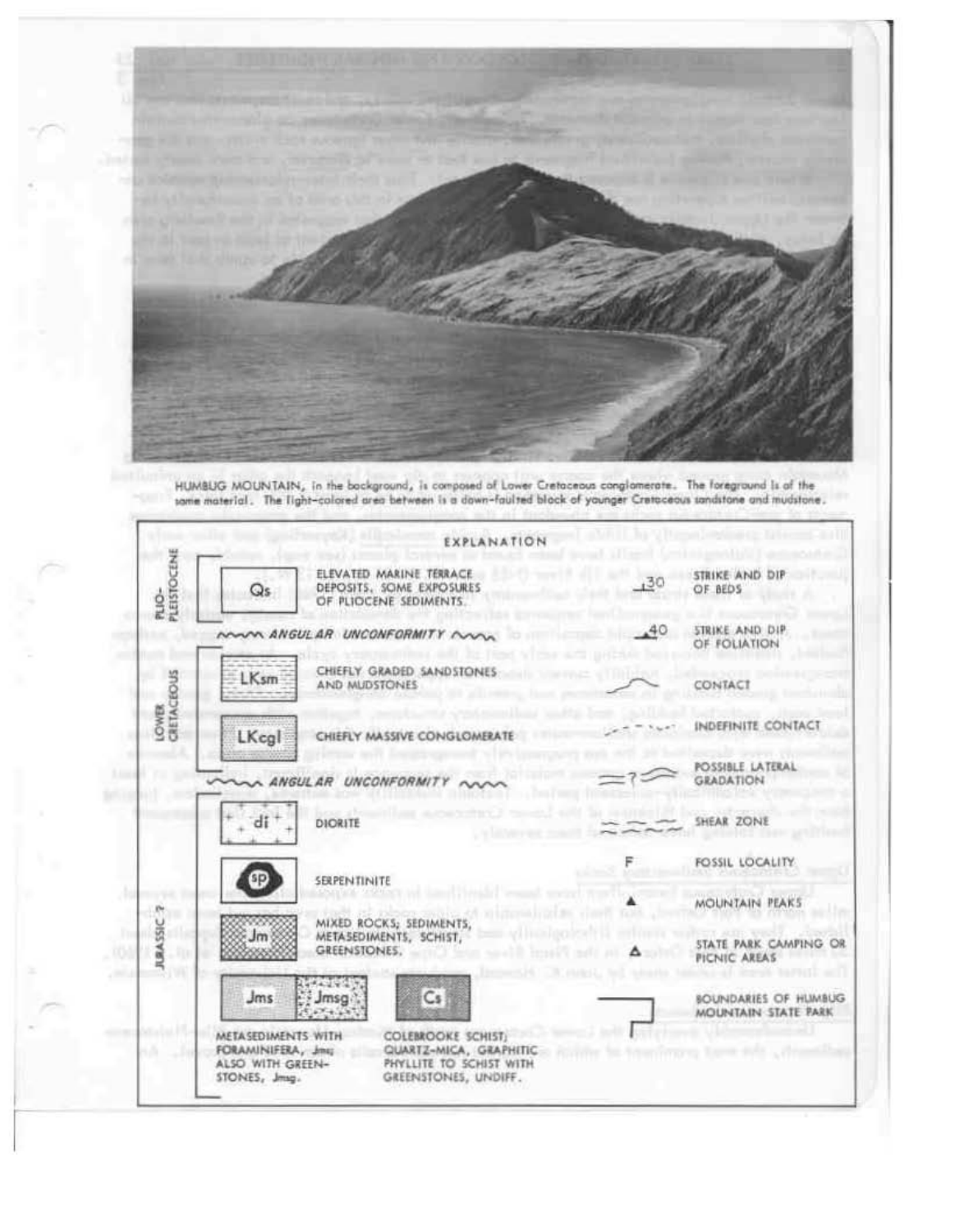HUMBUG MOUNTAIN, in the background, is composed of Lower Cretaceous conglomerate. The foreground is of the same material. The light-colored area between is a down-faulted block of younger Cretaceous sandstone and mudstone.

## EXPLANATION

**PLIO-PLEISTOCENE**

- **Qs** — ELEVATED MARINE TERRACE DEPOSITS. SOME EXPOSURES OF PLIOCENE SEDIMENTS.

*ANGULAR UNCONFORMITY*

**LOWER CRETACEOUS**

- **LKsm** — CHIEFLY GRADED SANDSTONES AND MUDSTONES
- **LKcgl** — CHIEFLY MASSIVE CONGLOMERATE

*ANGULAR UNCONFORMITY*

**JURASSIC ?**

- **di** — DIORITE
- **sp** — SERPENTINITE
- **Jm** — MIXED ROCKS; SEDIMENTS, METASEDIMENTS, SCHIST, GREENSTONES.
- **Jms**, **Jmsg** — METASEDIMENTS WITH FORAMINIFERA, Jms; ALSO WITH GREENSTONES, Jmsg.
- **Cs** — COLEBROOKE SCHIST; QUARTZ-MICA, GRAPHITIC PHYLLITE TO SCHIST WITH GREENSTONES, UNDIFF.

**Symbols**

- 30 — STRIKE AND DIP OF BEDS
- 40 — STRIKE AND DIP OF FOLIATION
- CONTACT
- INDEFINITE CONTACT
- ? — POSSIBLE LATERAL GRADATION
- SHEAR ZONE
- F — FOSSIL LOCALITY
- ▲ — MOUNTAIN PEAKS
- △ — STATE PARK CAMPING OR PICNIC AREAS
- BOUNDARIES OF HUMBUG MOUNTAIN STATE PARK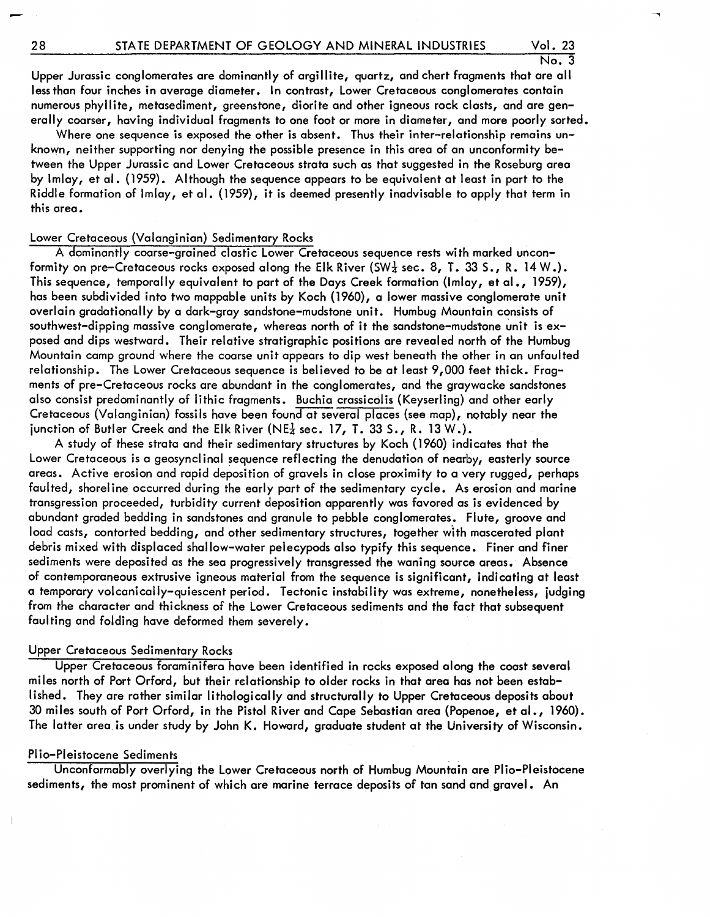Upper Jurassic conglomerates are dominantly of argillite, quartz, and chert fragments that are all less than four inches in average diameter. In contrast, Lower Cretaceous conglomerates contain numerous phyllite, metasediment, greenstone, diorite and other igneous rock clasts, and are generally coarser, having individual fragments to one foot or more in diameter, and more poorly sorted.

Where one sequence is exposed the other is absent. Thus their inter-relationship remains unknown, neither supporting nor denying the possible presence in this area of an unconformity between the Upper Jurassic and Lower Cretaceous strata such as that suggested in the Roseburg area by Imlay, et al. (1959). Although the sequence appears to be equivalent at least in part to the Riddle formation of Imlay, et al. (1959), it is deemed presently inadvisable to apply that term in this area.

## Lower Cretaceous (Valanginian) Sedimentary Rocks

A dominantly coarse-grained clastic Lower Cretaceous sequence rests with marked unconformity on pre-Cretaceous rocks exposed along the Elk River (SW¼ sec. 8, T. 33 S., R. 14 W.). This sequence, temporally equivalent to part of the Days Creek formation (Imlay, et al., 1959), has been subdivided into two mappable units by Koch (1960), a lower massive conglomerate unit overlain gradationally by a dark-gray sandstone-mudstone unit. Humbug Mountain consists of southwest-dipping massive conglomerate, whereas north of it the sandstone-mudstone unit is exposed and dips westward. Their relative stratigraphic positions are revealed north of the Humbug Mountain camp ground where the coarse unit appears to dip west beneath the other in an unfaulted relationship. The Lower Cretaceous sequence is believed to be at least 9,000 feet thick. Fragments of pre-Cretaceous rocks are abundant in the conglomerates, and the graywacke sandstones also consist predominantly of lithic fragments. *Buchia crassicolis* (Keyserling) and other early Cretaceous (Valanginian) fossils have been found at several places (see map), notably near the junction of Butler Creek and the Elk River (NE¼ sec. 17, T. 33 S., R. 13 W.).

A study of these strata and their sedimentary structures by Koch (1960) indicates that the Lower Cretaceous is a geosynclinal sequence reflecting the denudation of nearby, easterly source areas. Active erosion and rapid deposition of gravels in close proximity to a very rugged, perhaps faulted, shoreline occurred during the early part of the sedimentary cycle. As erosion and marine transgression proceeded, turbidity current deposition apparently was favored as is evidenced by abundant graded bedding in sandstones and granule to pebble conglomerates. Flute, groove and load casts, contorted bedding, and other sedimentary structures, together with mascerated plant debris mixed with displaced shallow-water pelecypods also typify this sequence. Finer and finer sediments were deposited as the sea progressively transgressed the waning source areas. Absence of contemporaneous extrusive igneous material from the sequence is significant, indicating at least a temporary volcanically-quiescent period. Tectonic instability was extreme, nonetheless, judging from the character and thickness of the Lower Cretaceous sediments and the fact that subsequent faulting and folding have deformed them severely.

## Upper Cretaceous Sedimentary Rocks

Upper Cretaceous foraminifera have been identified in rocks exposed along the coast several miles north of Port Orford, but their relationship to older rocks in that area has not been established. They are rather similar lithologically and structurally to Upper Cretaceous deposits about 30 miles south of Port Orford, in the Pistol River and Cape Sebastian area (Popenoe, et al., 1960). The latter area is under study by John K. Howard, graduate student at the University of Wisconsin.

## Plio-Pleistocene Sediments

Unconformably overlying the Lower Cretaceous north of Humbug Mountain are Plio-Pleistocene sediments, the most prominent of which are marine terrace deposits of tan sand and gravel. An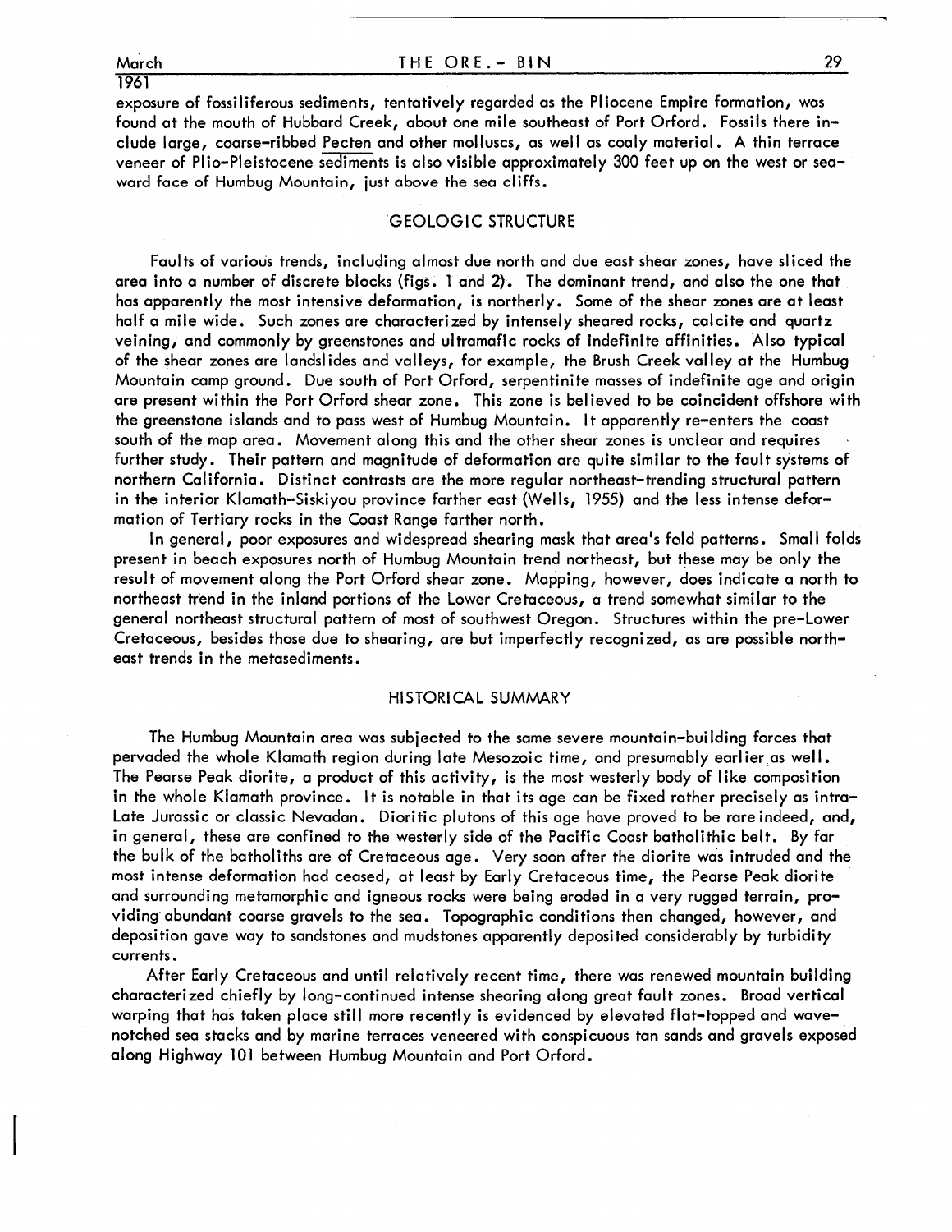exposure of fossiliferous sediments, tentatively regarded as the Pliocene Empire formation, was found at the mouth of Hubbard Creek, about one mile southeast of Port Orford. Fossils there include large, coarse-ribbed Pecten and other molluscs, as well as coaly material. A thin terrace veneer of Plio-Pleistocene sediments is also visible approximately 300 feet up on the west or seaward face of Humbug Mountain, just above the sea cliffs.

## GEOLOGIC STRUCTURE

Faults of various trends, including almost due north and due east shear zones, have sliced the area into a number of discrete blocks (figs. 1 and 2). The dominant trend, and also the one that has apparently the most intensive deformation, is northerly. Some of the shear zones are at least half a mile wide. Such zones are characterized by intensely sheared rocks, calcite and quartz veining, and commonly by greenstones and ultramafic rocks of indefinite affinities. Also typical of the shear zones are landslides and valleys, for example, the Brush Creek valley at the Humbug Mountain camp ground. Due south of Port Orford, serpentinite masses of indefinite age and origin are present within the Port Orford shear zone. This zone is believed to be coincident offshore with the greenstone islands and to pass west of Humbug Mountain. It apparently re-enters the coast south of the map area. Movement along this and the other shear zones is unclear and requires further study. Their pattern and magnitude of deformation are quite similar to the fault systems of northern California. Distinct contrasts are the more regular northeast-trending structural pattern in the interior Klamath-Siskiyou province farther east (Wells, 1955) and the less intense deformation of Tertiary rocks in the Coast Range farther north.

In general, poor exposures and widespread shearing mask that area's fold patterns. Small folds present in beach exposures north of Humbug Mountain trend northeast, but these may be only the result of movement along the Port Orford shear zone. Mapping, however, does indicate a north to northeast trend in the inland portions of the Lower Cretaceous, a trend somewhat similar to the general northeast structural pattern of most of southwest Oregon. Structures within the pre-Lower Cretaceous, besides those due to shearing, are but imperfectly recognized, as are possible northeast trends in the metasediments.

## HISTORICAL SUMMARY

The Humbug Mountain area was subjected to the same severe mountain-building forces that pervaded the whole Klamath region during late Mesozoic time, and presumably earlier as well. The Pearse Peak diorite, a product of this activity, is the most westerly body of like composition in the whole Klamath province. It is notable in that its age can be fixed rather precisely as intra-Late Jurassic or classic Nevadan. Dioritic plutons of this age have proved to be rare indeed, and, in general, these are confined to the westerly side of the Pacific Coast batholithic belt. By far the bulk of the batholiths are of Cretaceous age. Very soon after the diorite was intruded and the most intense deformation had ceased, at least by Early Cretaceous time, the Pearse Peak diorite and surrounding metamorphic and igneous rocks were being eroded in a very rugged terrain, providing abundant coarse gravels to the sea. Topographic conditions then changed, however, and deposition gave way to sandstones and mudstones apparently deposited considerably by turbidity currents.

After Early Cretaceous and until relatively recent time, there was renewed mountain building characterized chiefly by long-continued intense shearing along great fault zones. Broad vertical warping that has taken place still more recently is evidenced by elevated flat-topped and wave-notched sea stacks and by marine terraces veneered with conspicuous tan sands and gravels exposed along Highway 101 between Humbug Mountain and Port Orford.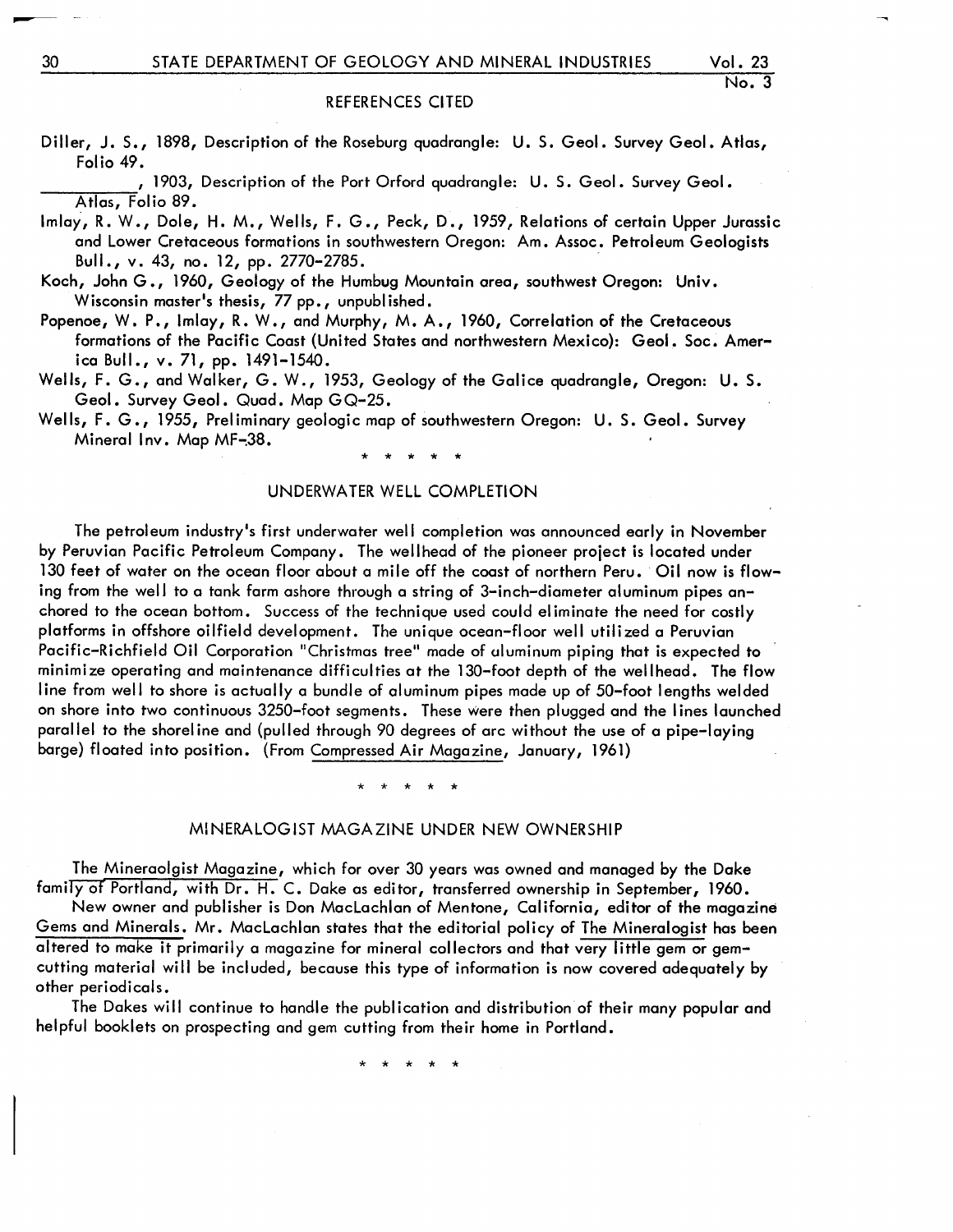## REFERENCES CITED

Diller, J. S., 1898, Description of the Roseburg quadrangle: U. S. Geol. Survey Geol. Atlas, Folio 49.

\_\_\_\_\_\_\_\_\_, 1903, Description of the Port Orford quadrangle: U. S. Geol. Survey Geol. Atlas, Folio 89.

Imlay, R. W., Dole, H. M., Wells, F. G., Peck, D., 1959, Relations of certain Upper Jurassic and Lower Cretaceous formations in southwestern Oregon: Am. Assoc. Petroleum Geologists Bull., v. 43, no. 12, pp. 2770-2785.

Koch, John G., 1960, Geology of the Humbug Mountain area, southwest Oregon: Univ. Wisconsin master's thesis, 77 pp., unpublished.

Popenoe, W. P., Imlay, R. W., and Murphy, M. A., 1960, Correlation of the Cretaceous formations of the Pacific Coast (United States and northwestern Mexico): Geol. Soc. America Bull., v. 71, pp. 1491-1540.

Wells, F. G., and Walker, G. W., 1953, Geology of the Galice quadrangle, Oregon: U. S. Geol. Survey Geol. Quad. Map GQ-25.

Wells, F. G., 1955, Preliminary geologic map of southwestern Oregon: U. S. Geol. Survey Mineral Inv. Map MF-38.

\* \* \* \* \*

## UNDERWATER WELL COMPLETION

The petroleum industry's first underwater well completion was announced early in November by Peruvian Pacific Petroleum Company. The wellhead of the pioneer project is located under 130 feet of water on the ocean floor about a mile off the coast of northern Peru. Oil now is flowing from the well to a tank farm ashore through a string of 3-inch-diameter aluminum pipes anchored to the ocean bottom. Success of the technique used could eliminate the need for costly platforms in offshore oilfield development. The unique ocean-floor well utilized a Peruvian Pacific-Richfield Oil Corporation "Christmas tree" made of aluminum piping that is expected to minimize operating and maintenance difficulties at the 130-foot depth of the wellhead. The flow line from well to shore is actually a bundle of aluminum pipes made up of 50-foot lengths welded on shore into two continuous 3250-foot segments. These were then plugged and the lines launched parallel to the shoreline and (pulled through 90 degrees of arc without the use of a pipe-laying barge) floated into position. (From Compressed Air Magazine, January, 1961)

\* \* \* \* \*

## MINERALOGIST MAGAZINE UNDER NEW OWNERSHIP

The Mineraolgist Magazine, which for over 30 years was owned and managed by the Dake family of Portland, with Dr. H. C. Dake as editor, transferred ownership in September, 1960.

New owner and publisher is Don MacLachlan of Mentone, California, editor of the magazine Gems and Minerals. Mr. MacLachlan states that the editorial policy of The Mineralogist has been altered to make it primarily a magazine for mineral collectors and that very little gem or gem-cutting material will be included, because this type of information is now covered adequately by other periodicals.

The Dakes will continue to handle the publication and distribution of their many popular and helpful booklets on prospecting and gem cutting from their home in Portland.

\* \* \* \* \*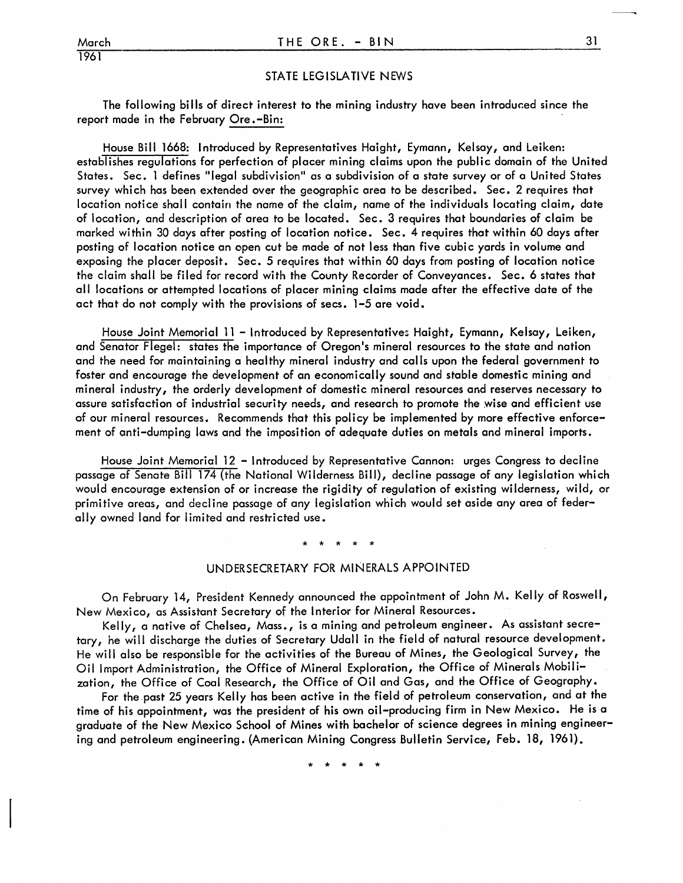## STATE LEGISLATIVE NEWS

The following bills of direct interest to the mining industry have been introduced since the report made in the February Ore.-Bin:

House Bill 1668: Introduced by Representatives Haight, Eymann, Kelsay, and Leiken: establishes regulations for perfection of placer mining claims upon the public domain of the United States. Sec. 1 defines "legal subdivision" as a subdivision of a state survey or of a United States survey which has been extended over the geographic area to be described. Sec. 2 requires that location notice shall contain the name of the claim, name of the individuals locating claim, date of location, and description of area to be located. Sec. 3 requires that boundaries of claim be marked within 30 days after posting of location notice. Sec. 4 requires that within 60 days after posting of location notice an open cut be made of not less than five cubic yards in volume and exposing the placer deposit. Sec. 5 requires that within 60 days from posting of location notice the claim shall be filed for record with the County Recorder of Conveyances. Sec. 6 states that all locations or attempted locations of placer mining claims made after the effective date of the act that do not comply with the provisions of secs. 1-5 are void.

House Joint Memorial 11 - Introduced by Representatives Haight, Eymann, Kelsay, Leiken, and Senator Flegel: states the importance of Oregon's mineral resources to the state and nation and the need for maintaining a healthy mineral industry and calls upon the federal government to foster and encourage the development of an economically sound and stable domestic mining and mineral industry, the orderly development of domestic mineral resources and reserves necessary to assure satisfaction of industrial security needs, and research to promote the wise and efficient use of our mineral resources. Recommends that this policy be implemented by more effective enforcement of anti-dumping laws and the imposition of adequate duties on metals and mineral imports.

House Joint Memorial 12 - Introduced by Representative Cannon: urges Congress to decline passage of Senate Bill 174 (the National Wilderness Bill), decline passage of any legislation which would encourage extension of or increase the rigidity of regulation of existing wilderness, wild, or primitive areas, and decline passage of any legislation which would set aside any area of federally owned land for limited and restricted use.

\* \* \* \* \*

## UNDERSECRETARY FOR MINERALS APPOINTED

On February 14, President Kennedy announced the appointment of John M. Kelly of Roswell, New Mexico, as Assistant Secretary of the Interior for Mineral Resources.

Kelly, a native of Chelsea, Mass., is a mining and petroleum engineer. As assistant secretary, he will discharge the duties of Secretary Udall in the field of natural resource development. He will also be responsible for the activities of the Bureau of Mines, the Geological Survey, the Oil Import Administration, the Office of Mineral Exploration, the Office of Minerals Mobilization, the Office of Coal Research, the Office of Oil and Gas, and the Office of Geography.

For the past 25 years Kelly has been active in the field of petroleum conservation, and at the time of his appointment, was the president of his own oil-producing firm in New Mexico. He is a graduate of the New Mexico School of Mines with bachelor of science degrees in mining engineering and petroleum engineering. (American Mining Congress Bulletin Service, Feb. 18, 1961).

\* \* \* \* \*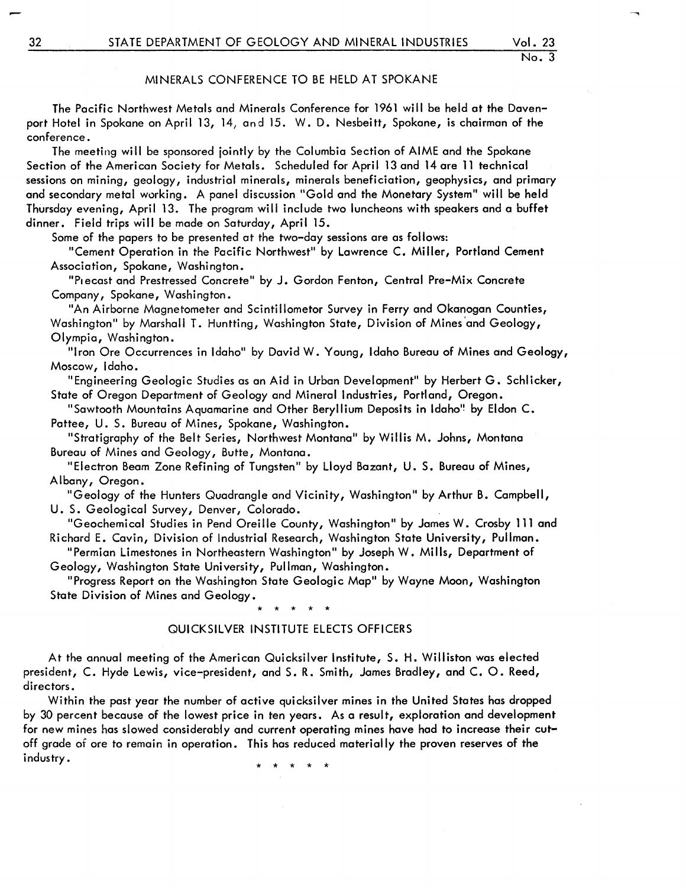## MINERALS CONFERENCE TO BE HELD AT SPOKANE

The Pacific Northwest Metals and Minerals Conference for 1961 will be held at the Davenport Hotel in Spokane on April 13, 14, and 15. W. D. Nesbeitt, Spokane, is chairman of the conference.

The meeting will be sponsored jointly by the Columbia Section of AIME and the Spokane Section of the American Society for Metals. Scheduled for April 13 and 14 are 11 technical sessions on mining, geology, industrial minerals, minerals beneficiation, geophysics, and primary and secondary metal working. A panel discussion "Gold and the Monetary System" will be held Thursday evening, April 13. The program will include two luncheons with speakers and a buffet dinner. Field trips will be made on Saturday, April 15.

Some of the papers to be presented at the two-day sessions are as follows:

"Cement Operation in the Pacific Northwest" by Lawrence C. Miller, Portland Cement Association, Spokane, Washington.

"Precast and Prestressed Concrete" by J. Gordon Fenton, Central Pre-Mix Concrete Company, Spokane, Washington.

"An Airborne Magnetometer and Scintillometor Survey in Ferry and Okanogan Counties, Washington" by Marshall T. Huntting, Washington State, Division of Mines and Geology, Olympia, Washington.

"Iron Ore Occurrences in Idaho" by David W. Young, Idaho Bureau of Mines and Geology, Moscow, Idaho.

"Engineering Geologic Studies as an Aid in Urban Development" by Herbert G. Schlicker, State of Oregon Department of Geology and Mineral Industries, Portland, Oregon.

"Sawtooth Mountains Aquamarine and Other Beryllium Deposits in Idaho" by Eldon C. Pattee, U. S. Bureau of Mines, Spokane, Washington.

"Stratigraphy of the Belt Series, Northwest Montana" by Willis M. Johns, Montana Bureau of Mines and Geology, Butte, Montana.

"Electron Beam Zone Refining of Tungsten" by Lloyd Bazant, U. S. Bureau of Mines, Albany, Oregon.

"Geology of the Hunters Quadrangle and Vicinity, Washington" by Arthur B. Campbell, U. S. Geological Survey, Denver, Colorado.

"Geochemical Studies in Pend Oreille County, Washington" by James W. Crosby 111 and Richard E. Cavin, Division of Industrial Research, Washington State University, Pullman.

"Permian Limestones in Northeastern Washington" by Joseph W. Mills, Department of Geology, Washington State University, Pullman, Washington.

"Progress Report on the Washington State Geologic Map" by Wayne Moon, Washington State Division of Mines and Geology.

\* \* \* \* \*

## QUICKSILVER INSTITUTE ELECTS OFFICERS

At the annual meeting of the American Quicksilver Institute, S. H. Williston was elected president, C. Hyde Lewis, vice-president, and S. R. Smith, James Bradley, and C. O. Reed, directors.

Within the past year the number of active quicksilver mines in the United States has dropped by 30 percent because of the lowest price in ten years. As a result, exploration and development for new mines has slowed considerably and current operating mines have had to increase their cut-off grade of ore to remain in operation. This has reduced materially the proven reserves of the industry.

\* \* \* \* \*